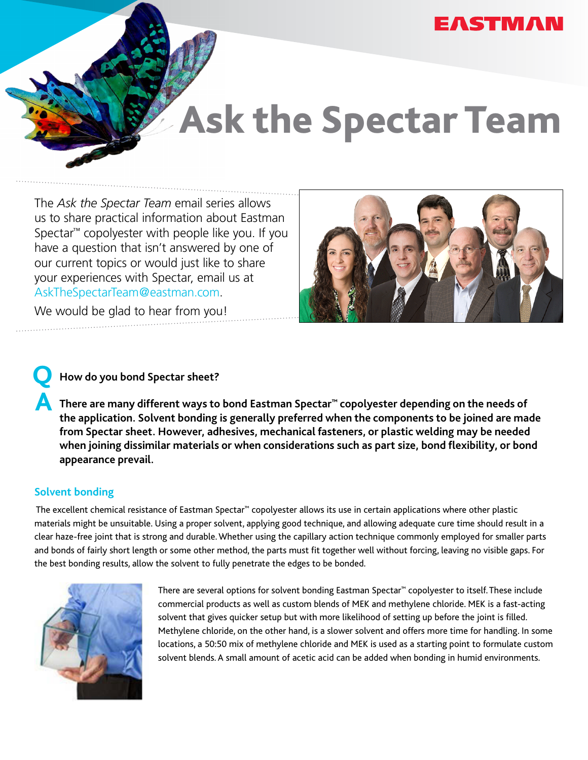EASTMAN

# Ask the Spectar Team

The *Ask the Spectar Team* email series allows us to share practical information about Eastman Spectar™ copolyester with people like you. If you have a question that isn't answered by one of our current topics or would just like to share your experiences with Spectar, email us at AskTheSpectarTeam@eastman.com.

We would be glad to hear from you!

**Q How do you bond Spectar sheet?**

**A There are many different ways to bond Eastman Spectar™ copolyester depending on the needs of the application. Solvent bonding is generally preferred when the components to be joined are made from Spectar sheet. However, adhesives, mechanical fasteners, or plastic welding may be needed when joining dissimilar materials or when considerations such as part size, bond flexibility, or bond appearance prevail.**

## Solvent bonding

The excellent chemical resistance of Eastman Spectar™ copolyester allows its use in certain applications where other plastic materials might be unsuitable. Using a proper solvent, applying good technique, and allowing adequate cure time should result in a clear haze-free joint that is strong and durable. Whether using the capillary action technique commonly employed for smaller parts and bonds of fairly short length or some other method, the parts must fit together well without forcing, leaving no visible gaps. For the best bonding results, allow the solvent to fully penetrate the edges to be bonded.

There are several options for solvent bonding Eastman Spectar™ copolyester to itself. These include commercial products as well as custom blends of MEK and methylene chloride. MEK is a fast-acting solvent that gives quicker setup but with more likelihood of setting up before the joint is filled. Methylene chloride, on the other hand, is a slower solvent and offers more time for handling. In some locations, a 50:50 mix of methylene chloride and MEK is used as a starting point to formulate custom solvent blends. A small amount of acetic acid can be added when bonding in humid environments.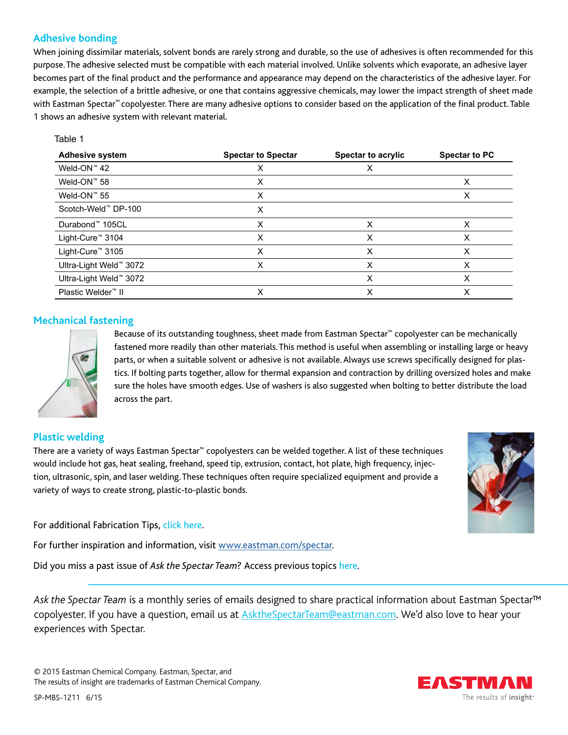## Adhesive bonding

When joining dissimilar materials, solvent bonds are rarely strong and durable, so the use of adhesives is often recommended for this purpose. The adhesive selected must be compatible with each material involved. Unlike solvents which evaporate, an adhesive layer becomes part of the final product and the performance and appearance may depend on the characteristics of the adhesive layer. For example, the selection of a brittle adhesive, or one that contains aggressive chemicals, may lower the impact strength of sheet made with Eastman Spectar™ copolyester. There are many adhesive options to consider based on the application of the final product. Table 1 shows an adhesive system with relevant material.

Table 1

| Adhesive system | Spectar to Spectar | Spectar to acrylic | Spectar to PC |
|---|---|---|---|
| Weld-ON™ 42 | X | X | |
| Weld-ON™ 58 | X | | X |
| Weld-ON™ 55 | X | | X |
| Scotch-Weld™ DP-100 | X | | |
| Durabond™ 105CL | X | X | X |
| Light-Cure™ 3104 | X | X | X |
| Light-Cure™ 3105 | X | X | X |
| Ultra-Light Weld™ 3072 | X | X | X |
| Ultra-Light Weld™ 3072 | | X | X |
| Plastic Welder™ II | X | X | X |

## Mechanical fastening

Because of its outstanding toughness, sheet made from Eastman Spectar™ copolyester can be mechanically fastened more readily than other materials. This method is useful when assembling or installing large or heavy parts, or when a suitable solvent or adhesive is not available. Always use screws specifically designed for plastics. If bolting parts together, allow for thermal expansion and contraction by drilling oversized holes and make sure the holes have smooth edges. Use of washers is also suggested when bolting to better distribute the load across the part.

## Plastic welding

There are a variety of ways Eastman Spectar™ copolyesters can be welded together. A list of these techniques would include hot gas, heat sealing, freehand, speed tip, extrusion, contact, hot plate, high frequency, injection, ultrasonic, spin, and laser welding. These techniques often require specialized equipment and provide a variety of ways to create strong, plastic-to-plastic bonds.

For additional Fabrication Tips, click here.

For further inspiration and information, visit www.eastman.com/spectar.

Did you miss a past issue of *Ask the Spectar Team*? Access previous topics here.

---

*Ask the Spectar Team* is a monthly series of emails designed to share practical information about Eastman Spectar™ copolyester. If you have a question, email us at AsktheSpectarTeam@eastman.com. We'd also love to hear your experiences with Spectar.

© 2015 Eastman Chemical Company. Eastman, Spectar, and The results of insight are trademarks of Eastman Chemical Company.

SP-MBS-1211 6/15

EASTMAN
The results of insight™